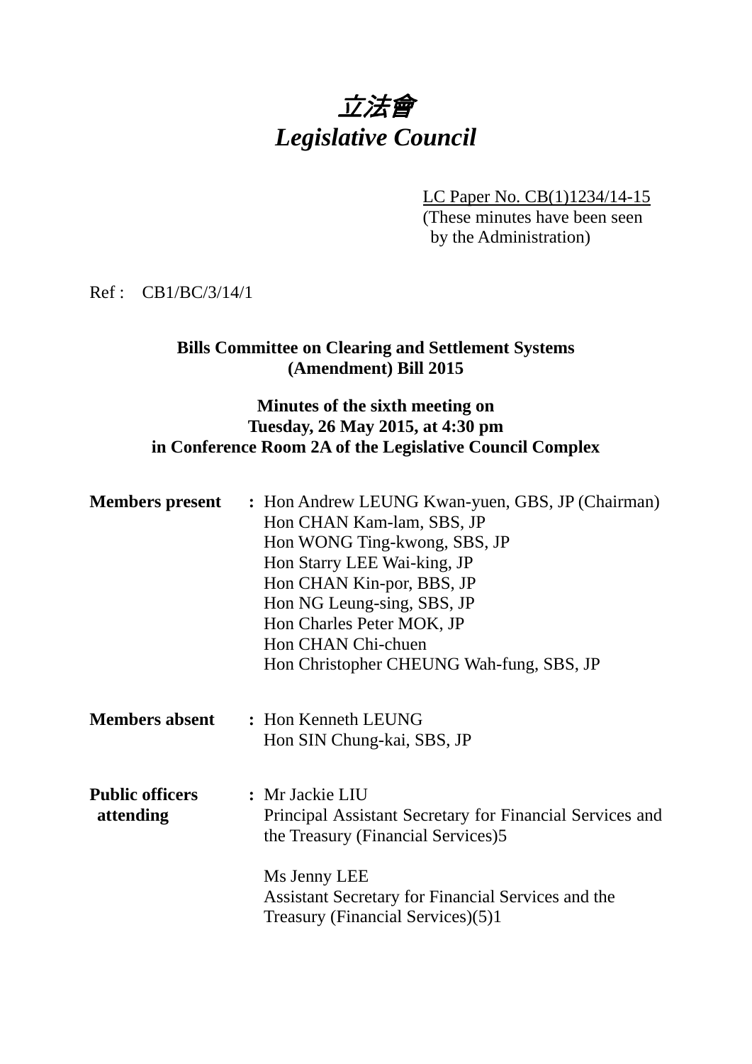# *立法會*
# *Legislative Council*

LC Paper No. CB(1)1234/14-15
(These minutes have been seen by the Administration)

Ref : CB1/BC/3/14/1

**Bills Committee on Clearing and Settlement Systems (Amendment) Bill 2015**

**Minutes of the sixth meeting on Tuesday, 26 May 2015, at 4:30 pm in Conference Room 2A of the Legislative Council Complex**

| | | |
|---|---|---|
| **Members present** | : | Hon Andrew LEUNG Kwan-yuen, GBS, JP (Chairman)<br>Hon CHAN Kam-lam, SBS, JP<br>Hon WONG Ting-kwong, SBS, JP<br>Hon Starry LEE Wai-king, JP<br>Hon CHAN Kin-por, BBS, JP<br>Hon NG Leung-sing, SBS, JP<br>Hon Charles Peter MOK, JP<br>Hon CHAN Chi-chuen<br>Hon Christopher CHEUNG Wah-fung, SBS, JP |
| **Members absent** | : | Hon Kenneth LEUNG<br>Hon SIN Chung-kai, SBS, JP |
| **Public officers attending** | : | Mr Jackie LIU<br>Principal Assistant Secretary for Financial Services and the Treasury (Financial Services)5<br><br>Ms Jenny LEE<br>Assistant Secretary for Financial Services and the Treasury (Financial Services)(5)1 |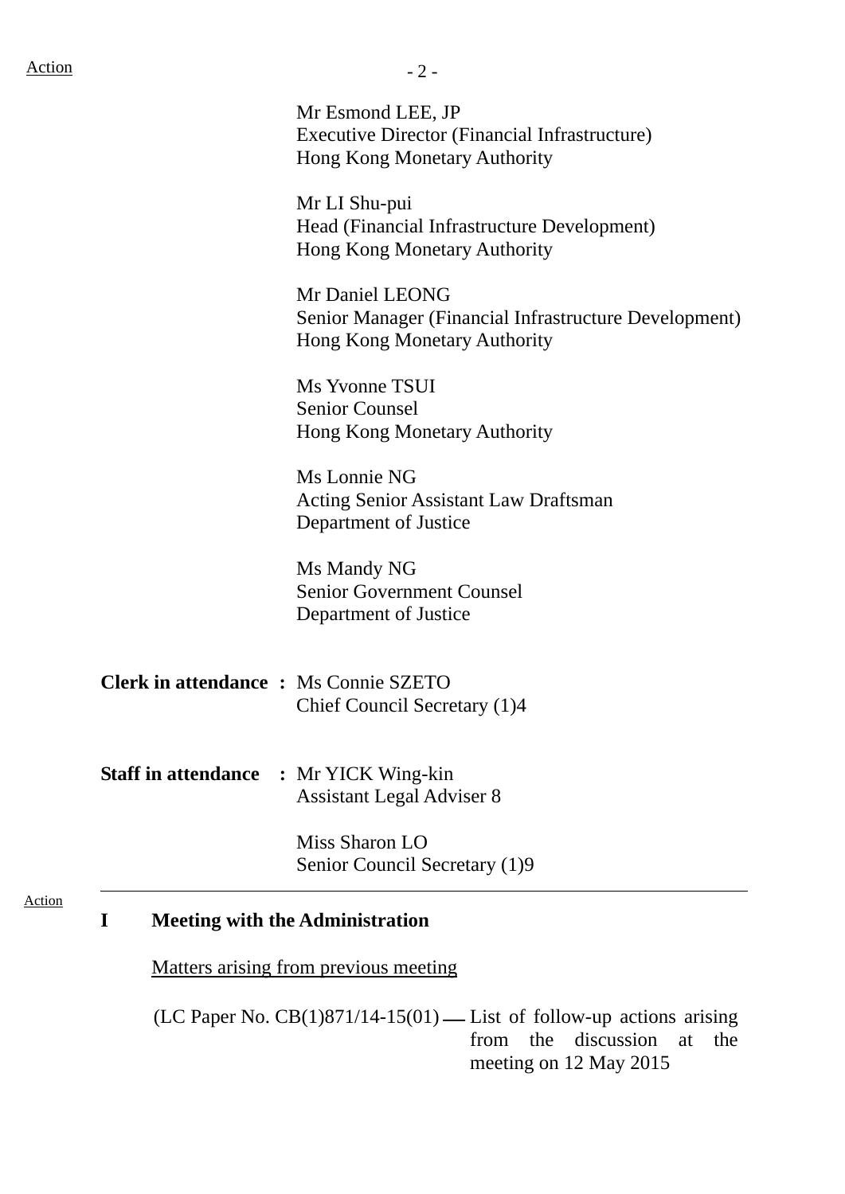Action

Mr Esmond LEE, JP
Executive Director (Financial Infrastructure)
Hong Kong Monetary Authority

Mr LI Shu-pui
Head (Financial Infrastructure Development)
Hong Kong Monetary Authority

Mr Daniel LEONG
Senior Manager (Financial Infrastructure Development)
Hong Kong Monetary Authority

Ms Yvonne TSUI
Senior Counsel
Hong Kong Monetary Authority

Ms Lonnie NG
Acting Senior Assistant Law Draftsman
Department of Justice

Ms Mandy NG
Senior Government Counsel
Department of Justice

**Clerk in attendance :** Ms Connie SZETO
Chief Council Secretary (1)4

**Staff in attendance :** Mr YICK Wing-kin
Assistant Legal Adviser 8

Miss Sharon LO
Senior Council Secretary (1)9

---

Action

## I Meeting with the Administration

Matters arising from previous meeting

(LC Paper No. CB(1)871/14-15(01) — List of follow-up actions arising from the discussion at the meeting on 12 May 2015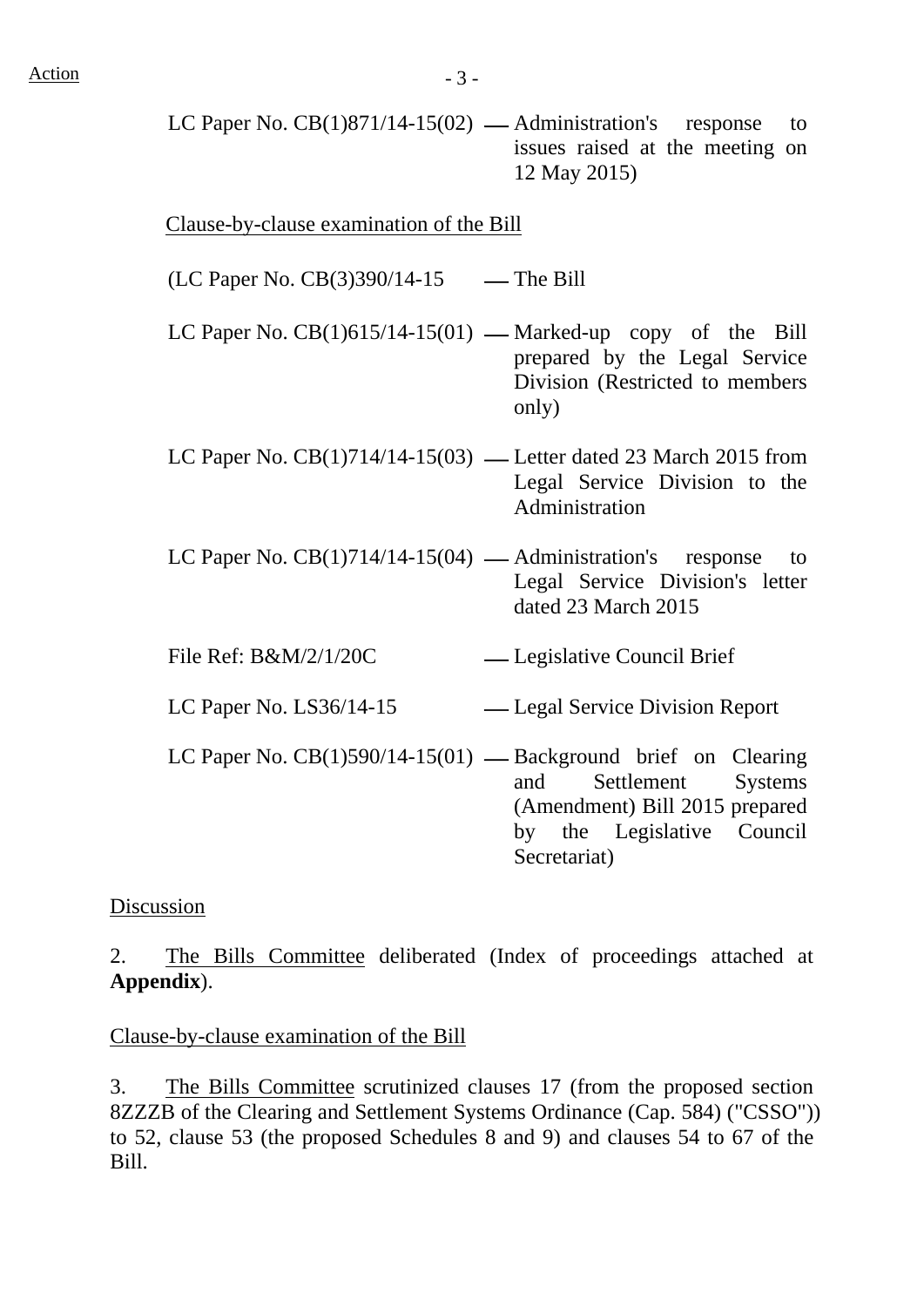Action

LC Paper No. CB(1)871/14-15(02) — Administration's response to issues raised at the meeting on 12 May 2015)

Clause-by-clause examination of the Bill

(LC Paper No. CB(3)390/14-15 — The Bill

LC Paper No. CB(1)615/14-15(01) — Marked-up copy of the Bill prepared by the Legal Service Division (Restricted to members only)

LC Paper No. CB(1)714/14-15(03) — Letter dated 23 March 2015 from Legal Service Division to the Administration

LC Paper No. CB(1)714/14-15(04) — Administration's response to Legal Service Division's letter dated 23 March 2015

File Ref: B&M/2/1/20C — Legislative Council Brief

LC Paper No. LS36/14-15 — Legal Service Division Report

LC Paper No. CB(1)590/14-15(01) — Background brief on Clearing and Settlement Systems (Amendment) Bill 2015 prepared by the Legislative Council Secretariat)

Discussion

2. The Bills Committee deliberated (Index of proceedings attached at **Appendix**).

Clause-by-clause examination of the Bill

3. The Bills Committee scrutinized clauses 17 (from the proposed section 8ZZZB of the Clearing and Settlement Systems Ordinance (Cap. 584) ("CSSO")) to 52, clause 53 (the proposed Schedules 8 and 9) and clauses 54 to 67 of the Bill.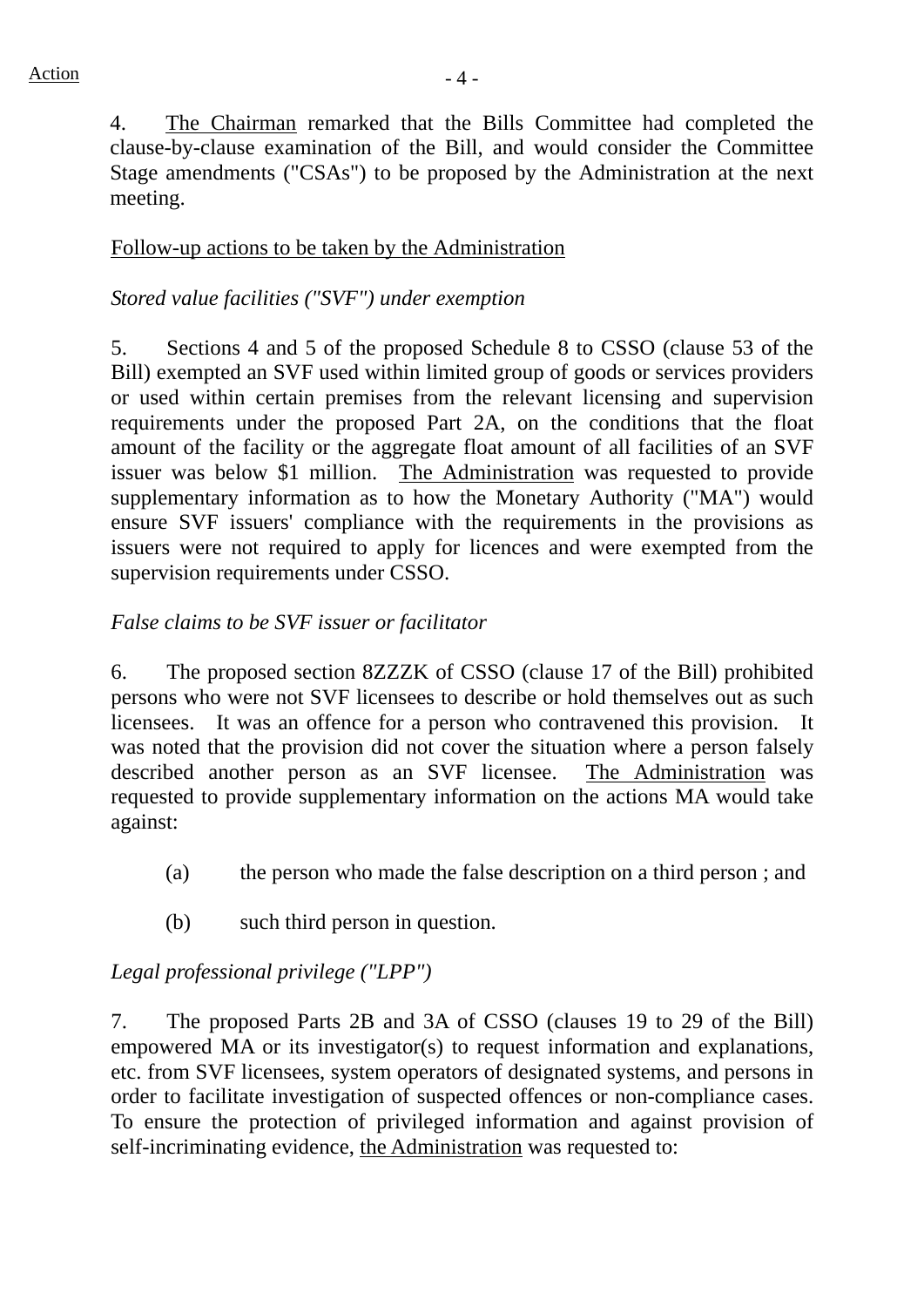4. The Chairman remarked that the Bills Committee had completed the clause-by-clause examination of the Bill, and would consider the Committee Stage amendments ("CSAs") to be proposed by the Administration at the next meeting.

Follow-up actions to be taken by the Administration

*Stored value facilities ("SVF") under exemption*

5. Sections 4 and 5 of the proposed Schedule 8 to CSSO (clause 53 of the Bill) exempted an SVF used within limited group of goods or services providers or used within certain premises from the relevant licensing and supervision requirements under the proposed Part 2A, on the conditions that the float amount of the facility or the aggregate float amount of all facilities of an SVF issuer was below $1 million. The Administration was requested to provide supplementary information as to how the Monetary Authority ("MA") would ensure SVF issuers' compliance with the requirements in the provisions as issuers were not required to apply for licences and were exempted from the supervision requirements under CSSO.

*False claims to be SVF issuer or facilitator*

6. The proposed section 8ZZZK of CSSO (clause 17 of the Bill) prohibited persons who were not SVF licensees to describe or hold themselves out as such licensees. It was an offence for a person who contravened this provision. It was noted that the provision did not cover the situation where a person falsely described another person as an SVF licensee. The Administration was requested to provide supplementary information on the actions MA would take against:

(a) the person who made the false description on a third person ; and

(b) such third person in question.

*Legal professional privilege ("LPP")*

7. The proposed Parts 2B and 3A of CSSO (clauses 19 to 29 of the Bill) empowered MA or its investigator(s) to request information and explanations, etc. from SVF licensees, system operators of designated systems, and persons in order to facilitate investigation of suspected offences or non-compliance cases. To ensure the protection of privileged information and against provision of self-incriminating evidence, the Administration was requested to: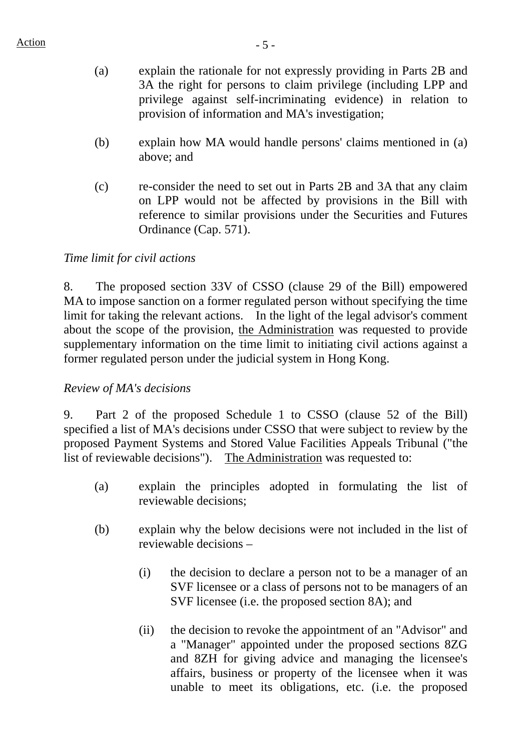(a) explain the rationale for not expressly providing in Parts 2B and 3A the right for persons to claim privilege (including LPP and privilege against self-incriminating evidence) in relation to provision of information and MA's investigation;

(b) explain how MA would handle persons' claims mentioned in (a) above; and

(c) re-consider the need to set out in Parts 2B and 3A that any claim on LPP would not be affected by provisions in the Bill with reference to similar provisions under the Securities and Futures Ordinance (Cap. 571).

*Time limit for civil actions*

8. The proposed section 33V of CSSO (clause 29 of the Bill) empowered MA to impose sanction on a former regulated person without specifying the time limit for taking the relevant actions. In the light of the legal advisor's comment about the scope of the provision, the Administration was requested to provide supplementary information on the time limit to initiating civil actions against a former regulated person under the judicial system in Hong Kong.

*Review of MA's decisions*

9. Part 2 of the proposed Schedule 1 to CSSO (clause 52 of the Bill) specified a list of MA's decisions under CSSO that were subject to review by the proposed Payment Systems and Stored Value Facilities Appeals Tribunal ("the list of reviewable decisions"). The Administration was requested to:

(a) explain the principles adopted in formulating the list of reviewable decisions;

(b) explain why the below decisions were not included in the list of reviewable decisions –

   (i) the decision to declare a person not to be a manager of an SVF licensee or a class of persons not to be managers of an SVF licensee (i.e. the proposed section 8A); and

   (ii) the decision to revoke the appointment of an "Advisor" and a "Manager" appointed under the proposed sections 8ZG and 8ZH for giving advice and managing the licensee's affairs, business or property of the licensee when it was unable to meet its obligations, etc. (i.e. the proposed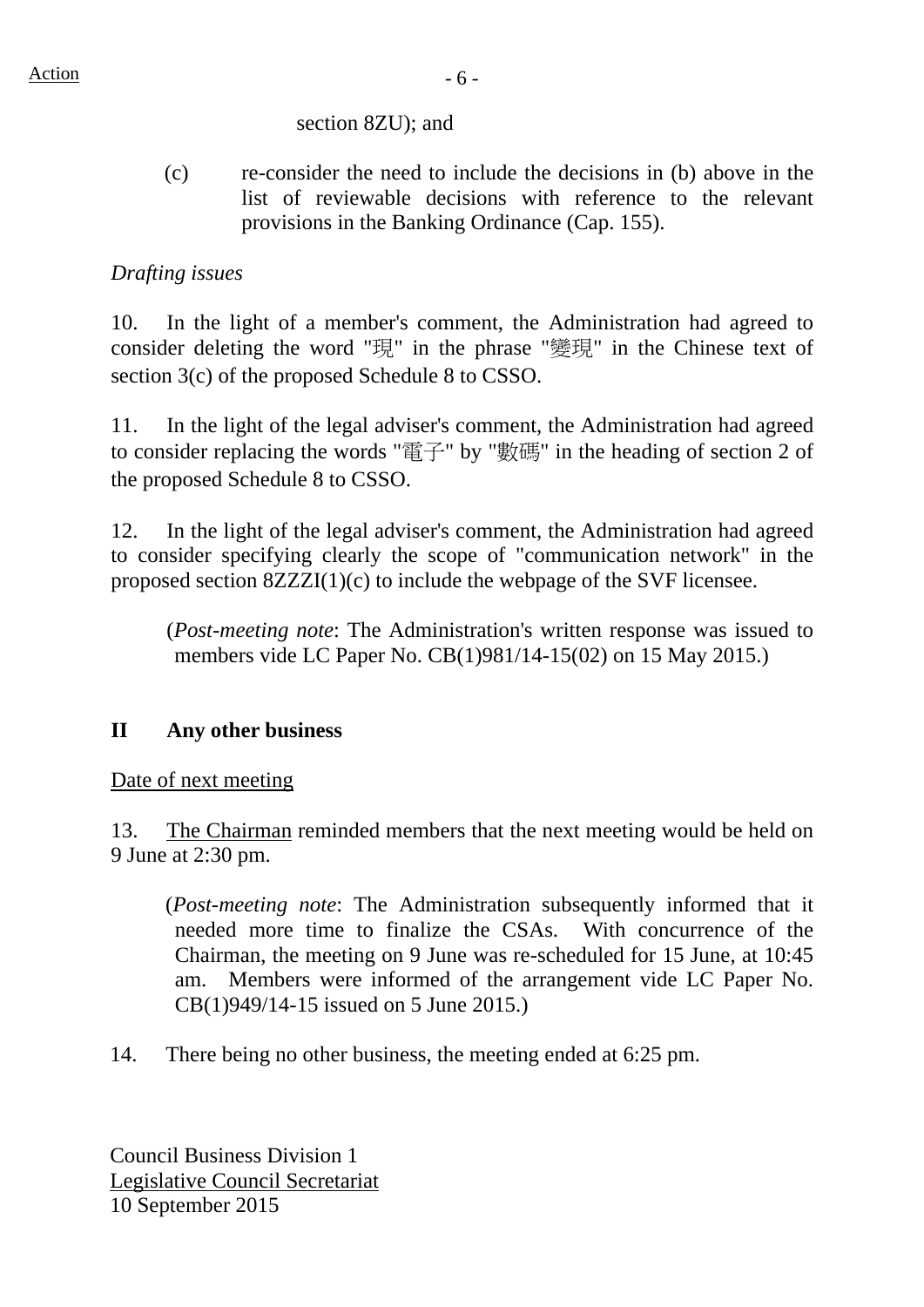section 8ZU); and

(c) re-consider the need to include the decisions in (b) above in the list of reviewable decisions with reference to the relevant provisions in the Banking Ordinance (Cap. 155).

*Drafting issues*

10. In the light of a member's comment, the Administration had agreed to consider deleting the word "現" in the phrase "變現" in the Chinese text of section 3(c) of the proposed Schedule 8 to CSSO.

11. In the light of the legal adviser's comment, the Administration had agreed to consider replacing the words "電子" by "數碼" in the heading of section 2 of the proposed Schedule 8 to CSSO.

12. In the light of the legal adviser's comment, the Administration had agreed to consider specifying clearly the scope of "communication network" in the proposed section 8ZZZI(1)(c) to include the webpage of the SVF licensee.

> (*Post-meeting note*: The Administration's written response was issued to members vide LC Paper No. CB(1)981/14-15(02) on 15 May 2015.)

## II Any other business

Date of next meeting

13. The Chairman reminded members that the next meeting would be held on 9 June at 2:30 pm.

> (*Post-meeting note*: The Administration subsequently informed that it needed more time to finalize the CSAs. With concurrence of the Chairman, the meeting on 9 June was re-scheduled for 15 June, at 10:45 am. Members were informed of the arrangement vide LC Paper No. CB(1)949/14-15 issued on 5 June 2015.)

14. There being no other business, the meeting ended at 6:25 pm.

Council Business Division 1
Legislative Council Secretariat
10 September 2015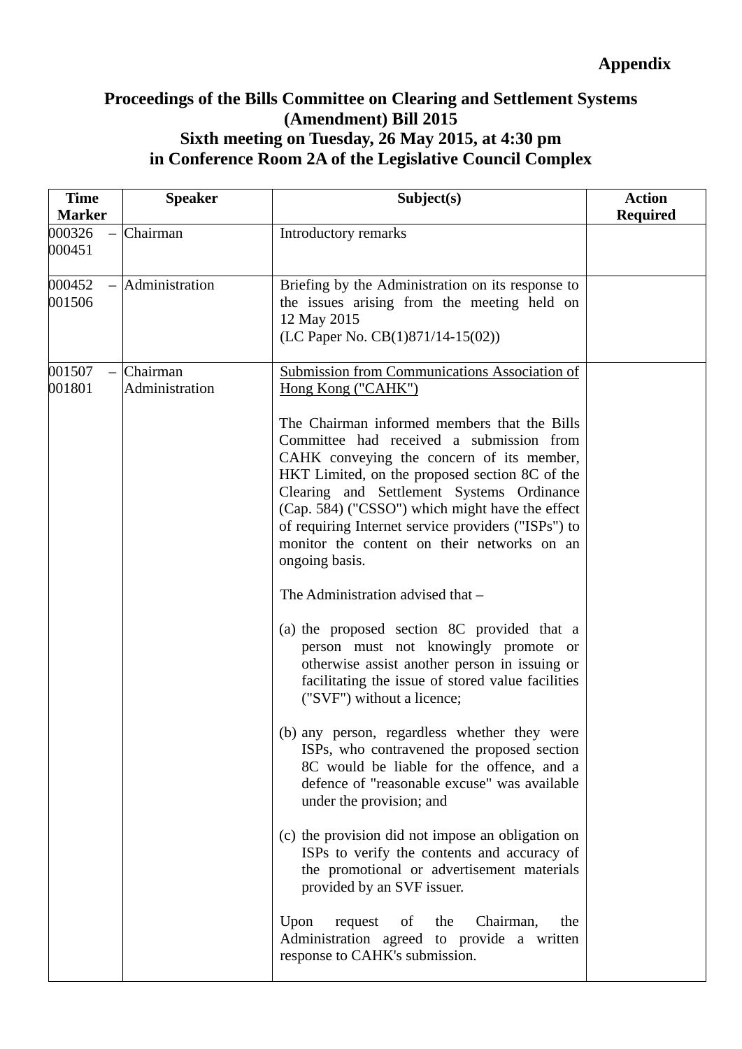**Appendix**

# Proceedings of the Bills Committee on Clearing and Settlement Systems (Amendment) Bill 2015
## Sixth meeting on Tuesday, 26 May 2015, at 4:30 pm in Conference Room 2A of the Legislative Council Complex

| Time Marker | Speaker | Subject(s) | Action Required |
|---|---|---|---|
| 000326 – 000451 | Chairman | Introductory remarks | |
| 000452 – 001506 | Administration | Briefing by the Administration on its response to the issues arising from the meeting held on 12 May 2015<br>(LC Paper No. CB(1)871/14-15(02)) | |
| 001507 – 001801 | Chairman<br>Administration | <u>Submission from Communications Association of Hong Kong ("CAHK")</u><br><br>The Chairman informed members that the Bills Committee had received a submission from CAHK conveying the concern of its member, HKT Limited, on the proposed section 8C of the Clearing and Settlement Systems Ordinance (Cap. 584) ("CSSO") which might have the effect of requiring Internet service providers ("ISPs") to monitor the content on their networks on an ongoing basis.<br><br>The Administration advised that –<br><br>(a) the proposed section 8C provided that a person must not knowingly promote or otherwise assist another person in issuing or facilitating the issue of stored value facilities ("SVF") without a licence;<br><br>(b) any person, regardless whether they were ISPs, who contravened the proposed section 8C would be liable for the offence, and a defence of "reasonable excuse" was available under the provision; and<br><br>(c) the provision did not impose an obligation on ISPs to verify the contents and accuracy of the promotional or advertisement materials provided by an SVF issuer.<br><br>Upon request of the Chairman, the Administration agreed to provide a written response to CAHK's submission. | |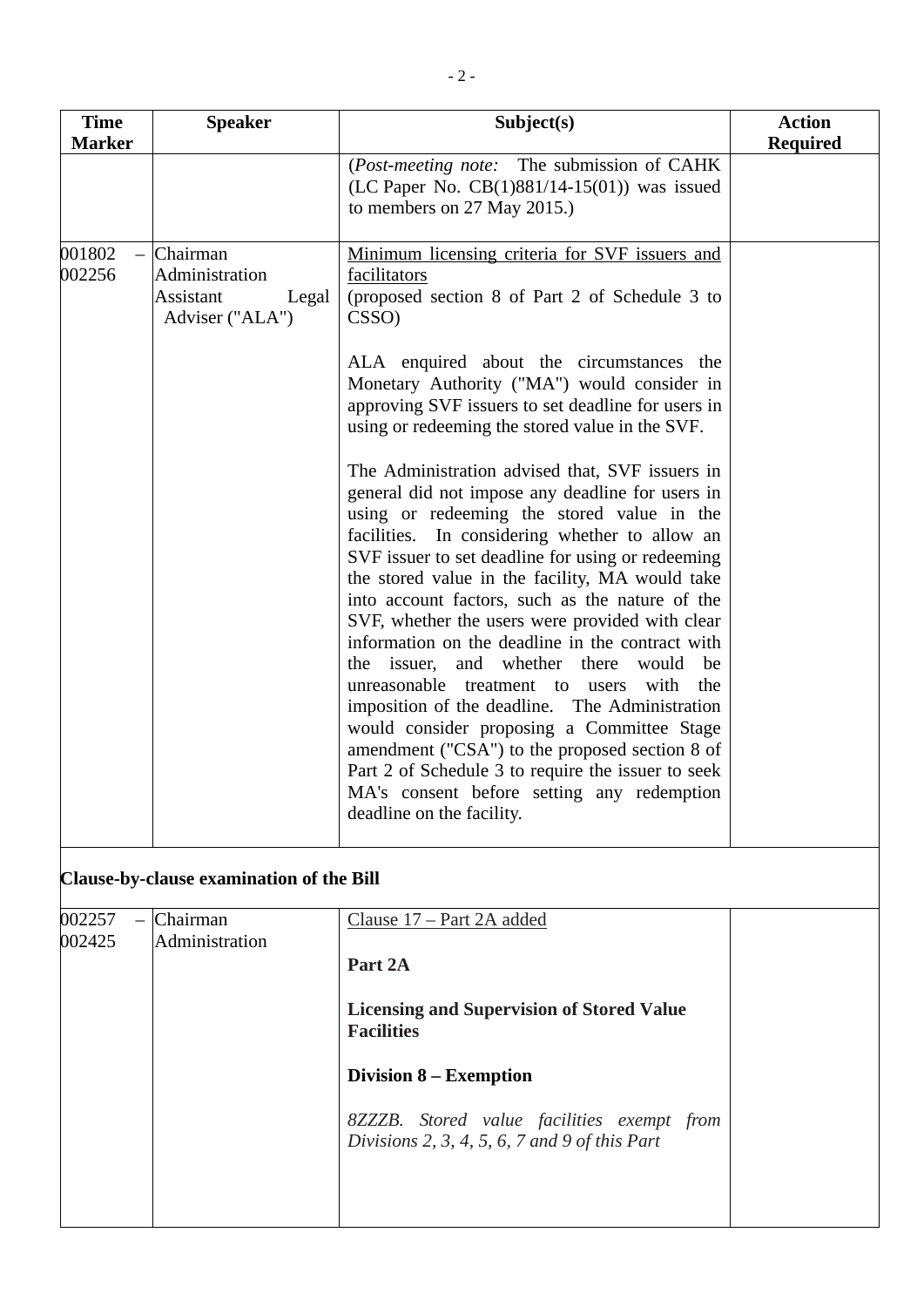| Time Marker | Speaker | Subject(s) | Action Required |
|---|---|---|---|
| | | (*Post-meeting note:* The submission of CAHK (LC Paper No. CB(1)881/14-15(01)) was issued to members on 27 May 2015.) | |
| 001802 – 002256 | Chairman<br>Administration<br>Assistant Legal Adviser ("ALA") | <u>Minimum licensing criteria for SVF issuers and facilitators</u><br>(proposed section 8 of Part 2 of Schedule 3 to CSSO)<br><br>ALA enquired about the circumstances the Monetary Authority ("MA") would consider in approving SVF issuers to set deadline for users in using or redeeming the stored value in the SVF.<br><br>The Administration advised that, SVF issuers in general did not impose any deadline for users in using or redeeming the stored value in the facilities. In considering whether to allow an SVF issuer to set deadline for using or redeeming the stored value in the facility, MA would take into account factors, such as the nature of the SVF, whether the users were provided with clear information on the deadline in the contract with the issuer, and whether there would be unreasonable treatment to users with the imposition of the deadline. The Administration would consider proposing a Committee Stage amendment ("CSA") to the proposed section 8 of Part 2 of Schedule 3 to require the issuer to seek MA's consent before setting any redemption deadline on the facility. | |
| **Clause-by-clause examination of the Bill** | | | |
| 002257 – 002425 | Chairman<br>Administration | <u>Clause 17 – Part 2A added</u><br><br>**Part 2A**<br><br>**Licensing and Supervision of Stored Value Facilities**<br><br>**Division 8 – Exemption**<br><br>*8ZZZB. Stored value facilities exempt from Divisions 2, 3, 4, 5, 6, 7 and 9 of this Part* | |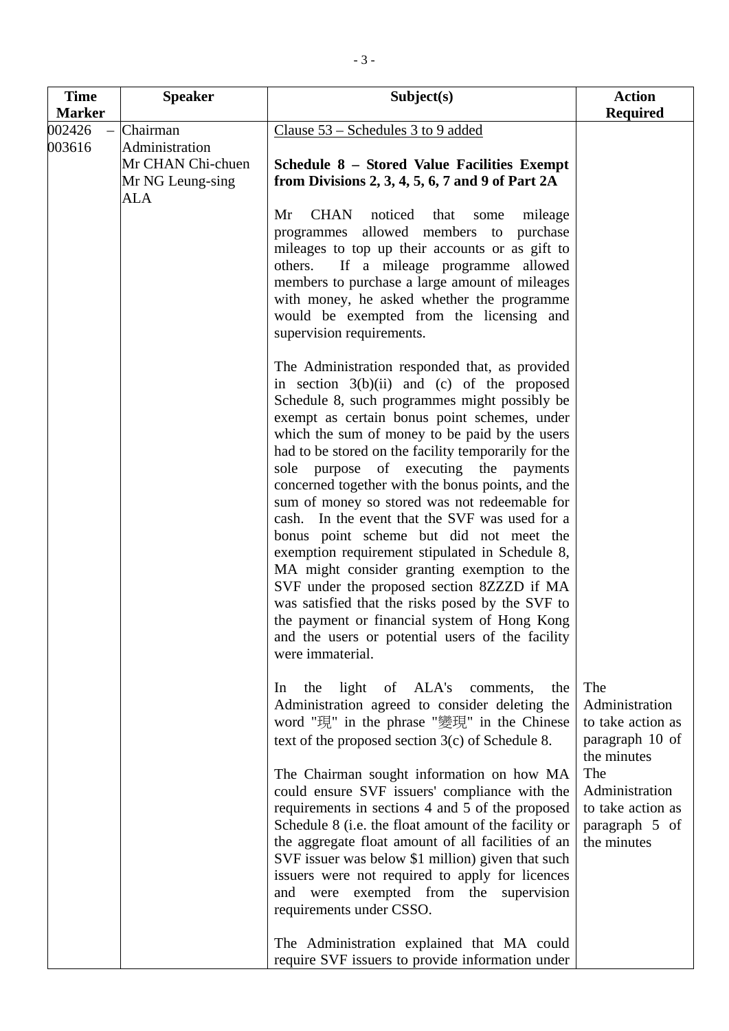| Time Marker | Speaker | Subject(s) | Action Required |
|---|---|---|---|
| 002426 – 003616 | Chairman<br>Administration<br>Mr CHAN Chi-chuen<br>Mr NG Leung-sing<br>ALA | Clause 53 – Schedules 3 to 9 added<br><br>**Schedule 8 – Stored Value Facilities Exempt from Divisions 2, 3, 4, 5, 6, 7 and 9 of Part 2A**<br><br>Mr CHAN noticed that some mileage programmes allowed members to purchase mileages to top up their accounts or as gift to others. If a mileage programme allowed members to purchase a large amount of mileages with money, he asked whether the programme would be exempted from the licensing and supervision requirements.<br><br>The Administration responded that, as provided in section 3(b)(ii) and (c) of the proposed Schedule 8, such programmes might possibly be exempt as certain bonus point schemes, under which the sum of money to be paid by the users had to be stored on the facility temporarily for the sole purpose of executing the payments concerned together with the bonus points, and the sum of money so stored was not redeemable for cash. In the event that the SVF was used for a bonus point scheme but did not meet the exemption requirement stipulated in Schedule 8, MA might consider granting exemption to the SVF under the proposed section 8ZZZD if MA was satisfied that the risks posed by the SVF to the payment or financial system of Hong Kong and the users or potential users of the facility were immaterial.<br><br>In the light of ALA's comments, the Administration agreed to consider deleting the word "現" in the phrase "變現" in the Chinese text of the proposed section 3(c) of Schedule 8.<br><br>The Chairman sought information on how MA could ensure SVF issuers' compliance with the requirements in sections 4 and 5 of the proposed Schedule 8 (i.e. the float amount of the facility or the aggregate float amount of all facilities of an SVF issuer was below $1 million) given that such issuers were not required to apply for licences and were exempted from the supervision requirements under CSSO.<br><br>The Administration explained that MA could require SVF issuers to provide information under | <br><br><br><br><br><br><br><br><br><br><br><br><br><br><br><br><br><br><br><br><br><br><br><br><br><br><br>The Administration to take action as paragraph 10 of the minutes<br><br>The Administration to take action as paragraph 5 of the minutes |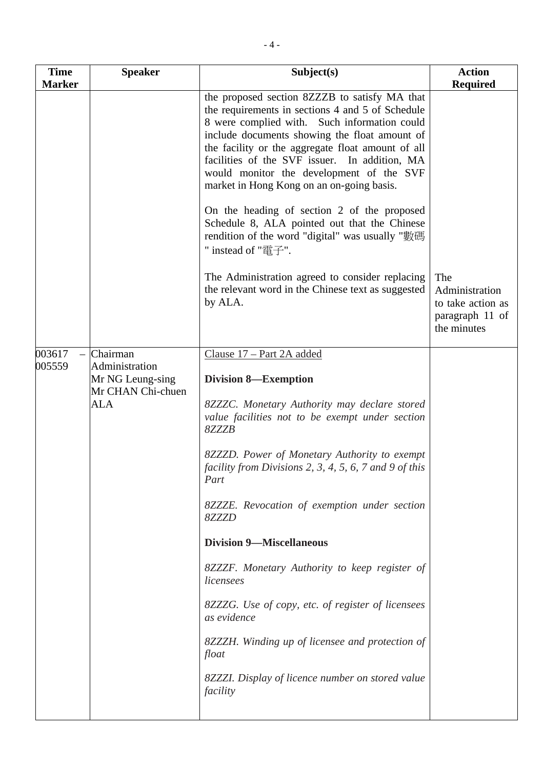| Time Marker | Speaker | Subject(s) | Action Required |
|---|---|---|---|
| | | the proposed section 8ZZZB to satisfy MA that the requirements in sections 4 and 5 of Schedule 8 were complied with. Such information could include documents showing the float amount of the facility or the aggregate float amount of all facilities of the SVF issuer. In addition, MA would monitor the development of the SVF market in Hong Kong on an on-going basis.<br><br>On the heading of section 2 of the proposed Schedule 8, ALA pointed out that the Chinese rendition of the word "digital" was usually "數碼" instead of "電子".<br><br>The Administration agreed to consider replacing the relevant word in the Chinese text as suggested by ALA. | The Administration to take action as paragraph 11 of the minutes |
| 003617 – 005559 | Chairman<br>Administration<br>Mr NG Leung-sing<br>Mr CHAN Chi-chuen<br>ALA | <u>Clause 17 – Part 2A added</u><br><br>**Division 8—Exemption**<br><br>*8ZZZC. Monetary Authority may declare stored value facilities not to be exempt under section 8ZZZB*<br><br>*8ZZZD. Power of Monetary Authority to exempt facility from Divisions 2, 3, 4, 5, 6, 7 and 9 of this Part*<br><br>*8ZZZE. Revocation of exemption under section 8ZZZD*<br><br>**Division 9—Miscellaneous**<br><br>*8ZZZF. Monetary Authority to keep register of licensees*<br><br>*8ZZZG. Use of copy, etc. of register of licensees as evidence*<br><br>*8ZZZH. Winding up of licensee and protection of float*<br><br>*8ZZZI. Display of licence number on stored value facility* | |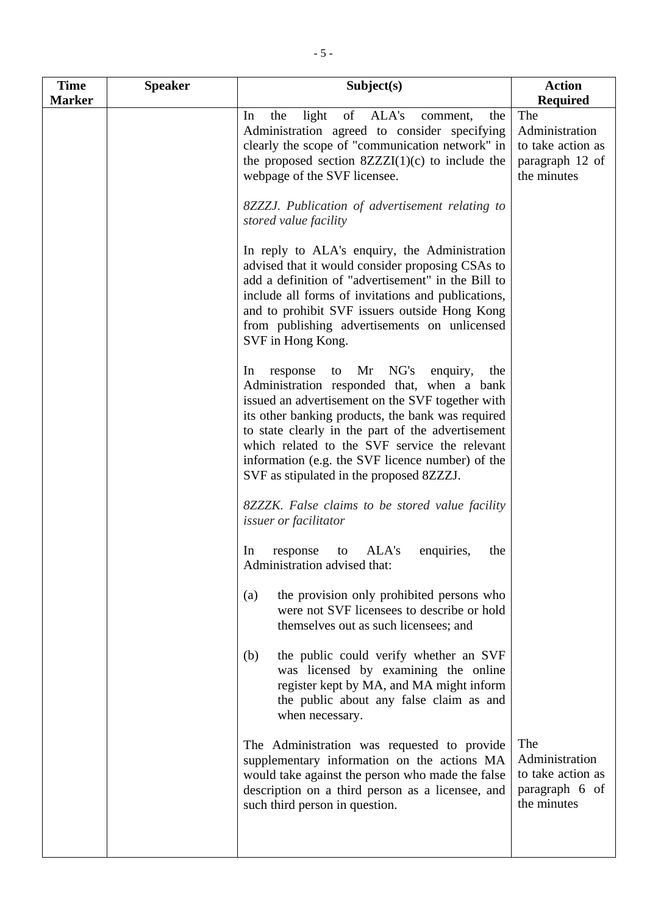| Time Marker | Speaker | Subject(s) | Action Required |
|---|---|---|---|
| | | In the light of ALA's comment, the Administration agreed to consider specifying clearly the scope of "communication network" in the proposed section 8ZZZI(1)(c) to include the webpage of the SVF licensee. | The Administration to take action as paragraph 12 of the minutes |
| | | *8ZZZJ. Publication of advertisement relating to stored value facility* | |
| | | In reply to ALA's enquiry, the Administration advised that it would consider proposing CSAs to add a definition of "advertisement" in the Bill to include all forms of invitations and publications, and to prohibit SVF issuers outside Hong Kong from publishing advertisements on unlicensed SVF in Hong Kong. | |
| | | In response to Mr NG's enquiry, the Administration responded that, when a bank issued an advertisement on the SVF together with its other banking products, the bank was required to state clearly in the part of the advertisement which related to the SVF service the relevant information (e.g. the SVF licence number) of the SVF as stipulated in the proposed 8ZZZJ. | |
| | | *8ZZZK. False claims to be stored value facility issuer or facilitator* | |
| | | In response to ALA's enquiries, the Administration advised that:<br><br>(a) the provision only prohibited persons who were not SVF licensees to describe or hold themselves out as such licensees; and<br><br>(b) the public could verify whether an SVF was licensed by examining the online register kept by MA, and MA might inform the public about any false claim as and when necessary. | |
| | | The Administration was requested to provide supplementary information on the actions MA would take against the person who made the false description on a third person as a licensee, and such third person in question. | The Administration to take action as paragraph 6 of the minutes |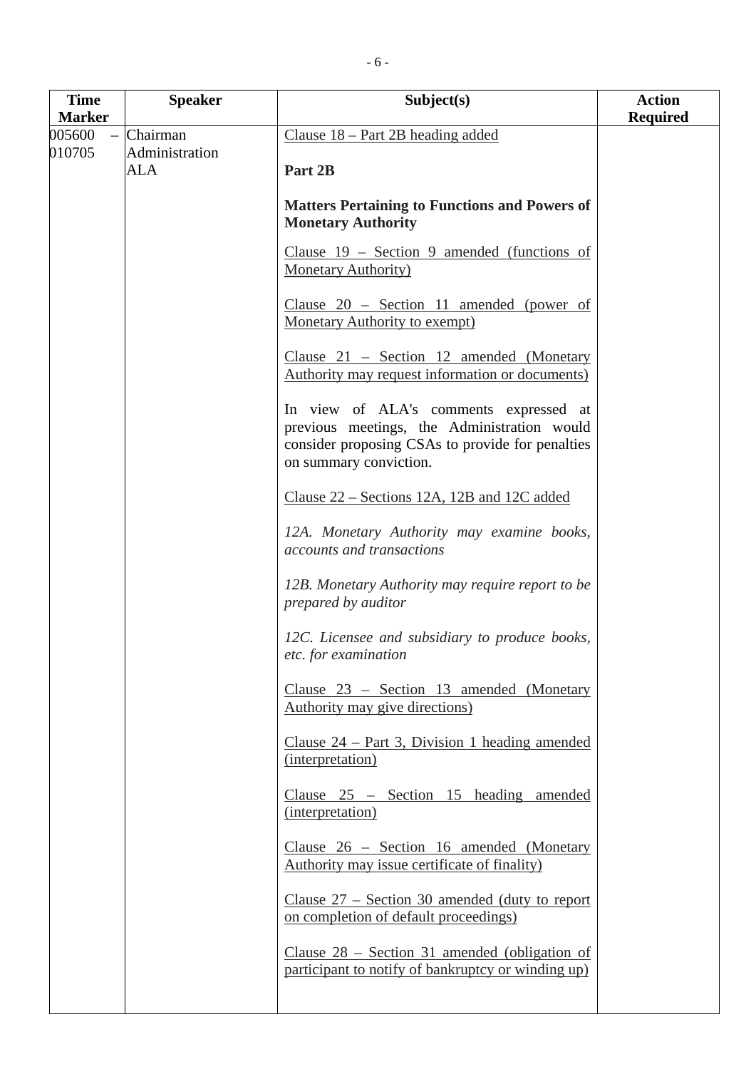| Time Marker | Speaker | Subject(s) | Action Required |
|---|---|---|---|
| 005600 – 010705 | Chairman<br>Administration<br>ALA | Clause 18 – Part 2B heading added<br><br>**Part 2B**<br><br>**Matters Pertaining to Functions and Powers of Monetary Authority**<br><br>Clause 19 – Section 9 amended (functions of Monetary Authority)<br><br>Clause 20 – Section 11 amended (power of Monetary Authority to exempt)<br><br>Clause 21 – Section 12 amended (Monetary Authority may request information or documents)<br><br>In view of ALA's comments expressed at previous meetings, the Administration would consider proposing CSAs to provide for penalties on summary conviction.<br><br>Clause 22 – Sections 12A, 12B and 12C added<br><br>*12A. Monetary Authority may examine books, accounts and transactions*<br><br>*12B. Monetary Authority may require report to be prepared by auditor*<br><br>*12C. Licensee and subsidiary to produce books, etc. for examination*<br><br>Clause 23 – Section 13 amended (Monetary Authority may give directions)<br><br>Clause 24 – Part 3, Division 1 heading amended (interpretation)<br><br>Clause 25 – Section 15 heading amended (interpretation)<br><br>Clause 26 – Section 16 amended (Monetary Authority may issue certificate of finality)<br><br>Clause 27 – Section 30 amended (duty to report on completion of default proceedings)<br><br>Clause 28 – Section 31 amended (obligation of participant to notify of bankruptcy or winding up) | |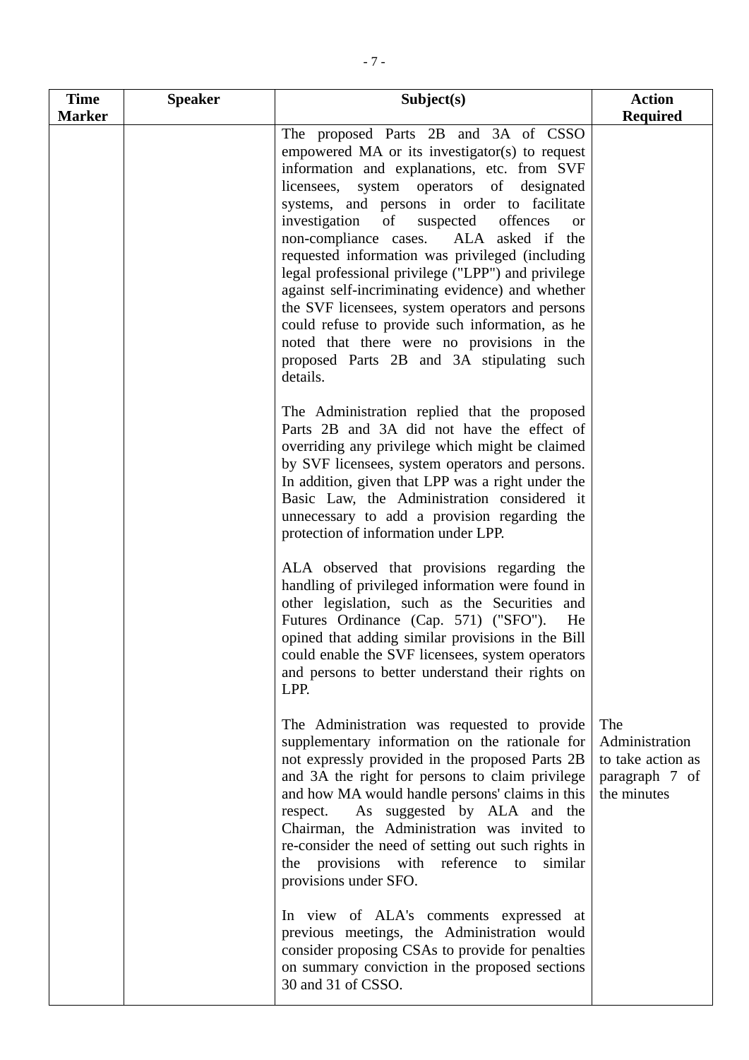| Time Marker | Speaker | Subject(s) | Action Required |
|---|---|---|---|
| | | The proposed Parts 2B and 3A of CSSO empowered MA or its investigator(s) to request information and explanations, etc. from SVF licensees, system operators of designated systems, and persons in order to facilitate investigation of suspected offences or non-compliance cases. ALA asked if the requested information was privileged (including legal professional privilege ("LPP") and privilege against self-incriminating evidence) and whether the SVF licensees, system operators and persons could refuse to provide such information, as he noted that there were no provisions in the proposed Parts 2B and 3A stipulating such details.<br><br>The Administration replied that the proposed Parts 2B and 3A did not have the effect of overriding any privilege which might be claimed by SVF licensees, system operators and persons. In addition, given that LPP was a right under the Basic Law, the Administration considered it unnecessary to add a provision regarding the protection of information under LPP.<br><br>ALA observed that provisions regarding the handling of privileged information were found in other legislation, such as the Securities and Futures Ordinance (Cap. 571) ("SFO"). He opined that adding similar provisions in the Bill could enable the SVF licensees, system operators and persons to better understand their rights on LPP.<br><br>The Administration was requested to provide supplementary information on the rationale for not expressly provided in the proposed Parts 2B and 3A the right for persons to claim privilege and how MA would handle persons' claims in this respect. As suggested by ALA and the Chairman, the Administration was invited to re-consider the need of setting out such rights in the provisions with reference to similar provisions under SFO.<br><br>In view of ALA's comments expressed at previous meetings, the Administration would consider proposing CSAs to provide for penalties on summary conviction in the proposed sections 30 and 31 of CSSO. | The Administration to take action as paragraph 7 of the minutes |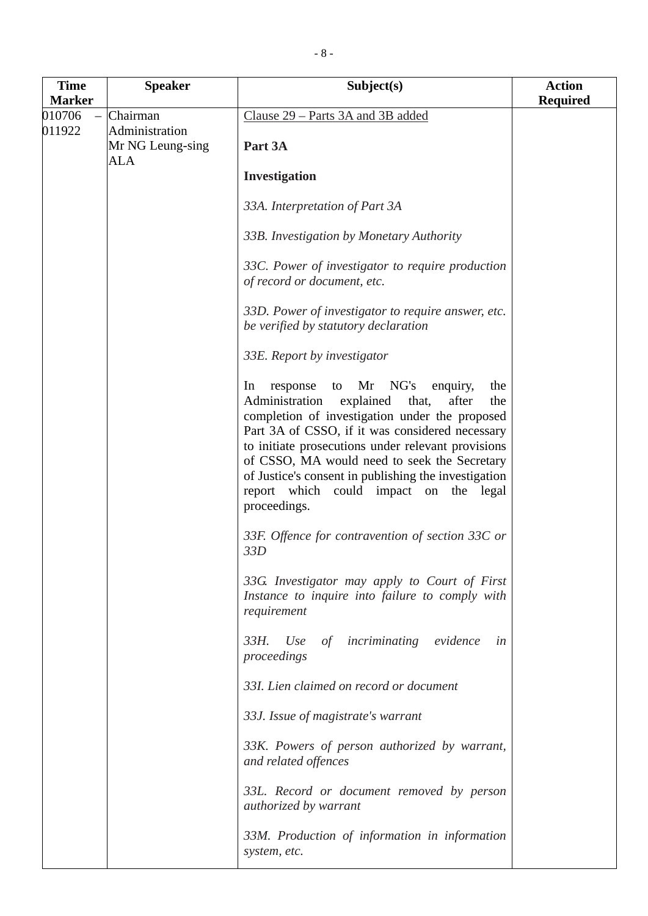| Time Marker | Speaker | Subject(s) | Action Required |
|---|---|---|---|
| 010706 – 011922 | Chairman<br>Administration<br>Mr NG Leung-sing<br>ALA | Clause 29 – Parts 3A and 3B added<br><br>**Part 3A**<br><br>**Investigation**<br><br>*33A. Interpretation of Part 3A*<br><br>*33B. Investigation by Monetary Authority*<br><br>*33C. Power of investigator to require production of record or document, etc.*<br><br>*33D. Power of investigator to require answer, etc. be verified by statutory declaration*<br><br>*33E. Report by investigator*<br><br>In response to Mr NG's enquiry, the Administration explained that, after the completion of investigation under the proposed Part 3A of CSSO, if it was considered necessary to initiate prosecutions under relevant provisions of CSSO, MA would need to seek the Secretary of Justice's consent in publishing the investigation report which could impact on the legal proceedings.<br><br>*33F. Offence for contravention of section 33C or 33D*<br><br>*33G. Investigator may apply to Court of First Instance to inquire into failure to comply with requirement*<br><br>*33H. Use of incriminating evidence in proceedings*<br><br>*33I. Lien claimed on record or document*<br><br>*33J. Issue of magistrate's warrant*<br><br>*33K. Powers of person authorized by warrant, and related offences*<br><br>*33L. Record or document removed by person authorized by warrant*<br><br>*33M. Production of information in information system, etc.* | |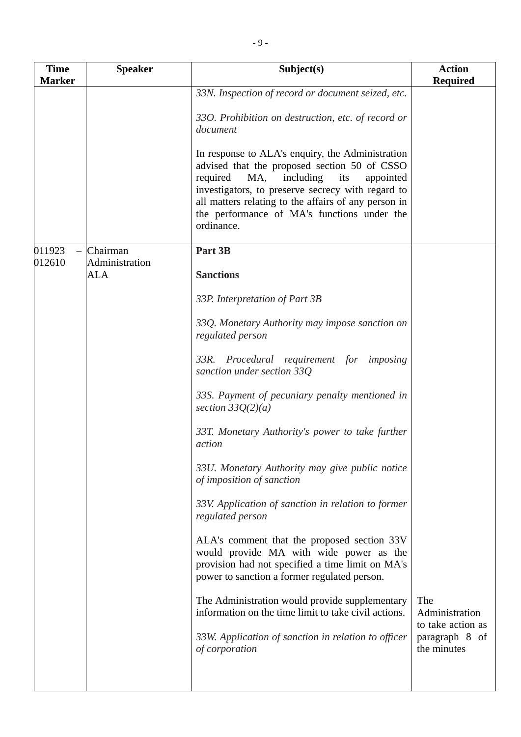| Time Marker | Speaker | Subject(s) | Action Required |
|---|---|---|---|
| | | *33N. Inspection of record or document seized, etc.*<br><br>*33O. Prohibition on destruction, etc. of record or document*<br><br>In response to ALA's enquiry, the Administration advised that the proposed section 50 of CSSO required MA, including its appointed investigators, to preserve secrecy with regard to all matters relating to the affairs of any person in the performance of MA's functions under the ordinance. | |
| 011923 – 012610 | Chairman<br>Administration<br>ALA | **Part 3B**<br><br>**Sanctions**<br><br>*33P. Interpretation of Part 3B*<br><br>*33Q. Monetary Authority may impose sanction on regulated person*<br><br>*33R. Procedural requirement for imposing sanction under section 33Q*<br><br>*33S. Payment of pecuniary penalty mentioned in section 33Q(2)(a)*<br><br>*33T. Monetary Authority's power to take further action*<br><br>*33U. Monetary Authority may give public notice of imposition of sanction*<br><br>*33V. Application of sanction in relation to former regulated person*<br><br>ALA's comment that the proposed section 33V would provide MA with wide power as the provision had not specified a time limit on MA's power to sanction a former regulated person.<br><br>The Administration would provide supplementary information on the time limit to take civil actions.<br><br>*33W. Application of sanction in relation to officer of corporation* | The Administration to take action as paragraph 8 of the minutes |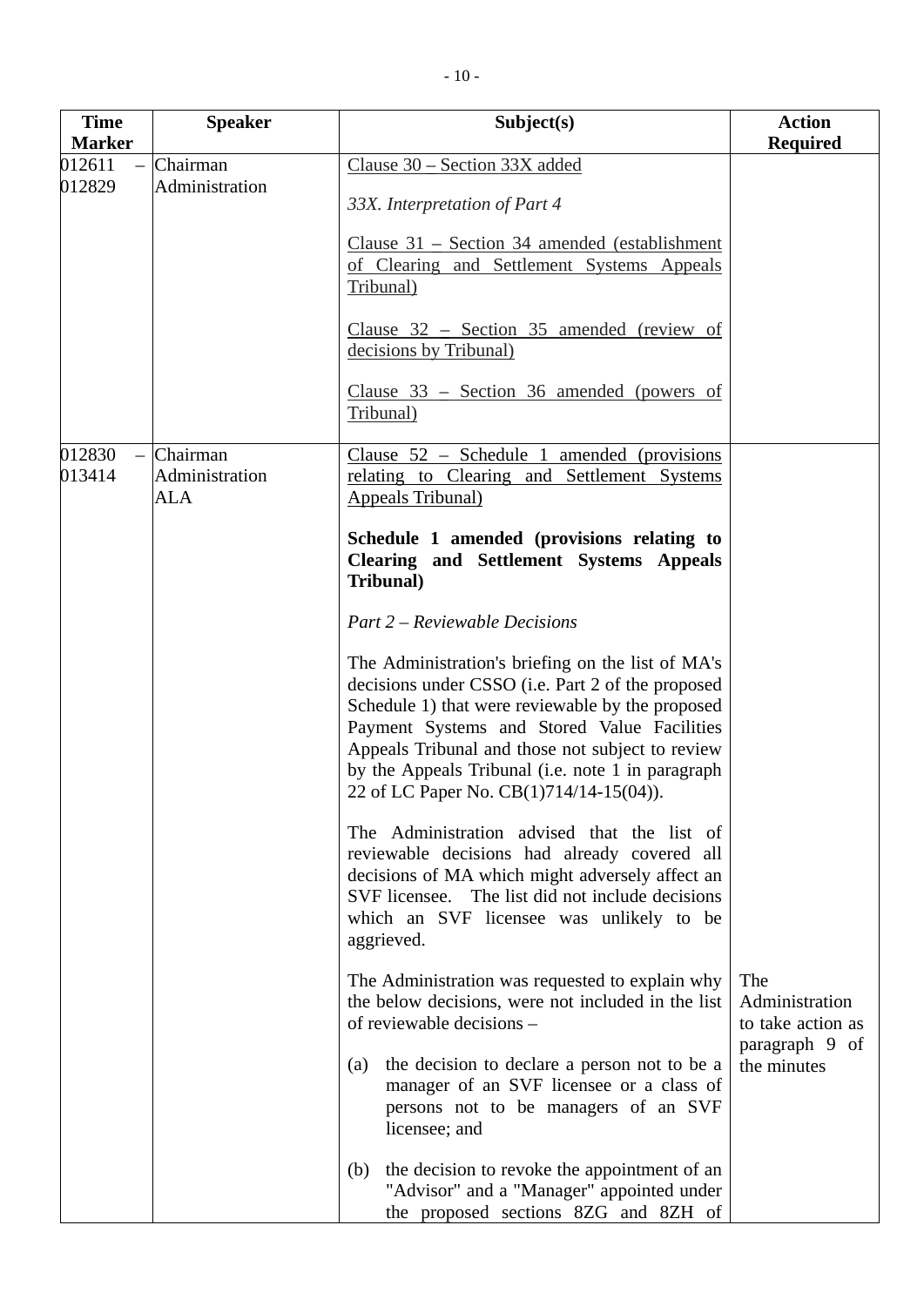| Time Marker | Speaker | Subject(s) | Action Required |
|---|---|---|---|
| 012611 – 012829 | Chairman<br>Administration | <u>Clause 30 – Section 33X added</u><br><br>*33X. Interpretation of Part 4*<br><br><u>Clause 31 – Section 34 amended (establishment of Clearing and Settlement Systems Appeals Tribunal)</u><br><br><u>Clause 32 – Section 35 amended (review of decisions by Tribunal)</u><br><br><u>Clause 33 – Section 36 amended (powers of Tribunal)</u> | |
| 012830 – 013414 | Chairman<br>Administration<br>ALA | <u>Clause 52 – Schedule 1 amended (provisions relating to Clearing and Settlement Systems Appeals Tribunal)</u><br><br>**Schedule 1 amended (provisions relating to Clearing and Settlement Systems Appeals Tribunal)**<br><br>*Part 2 – Reviewable Decisions*<br><br>The Administration's briefing on the list of MA's decisions under CSSO (i.e. Part 2 of the proposed Schedule 1) that were reviewable by the proposed Payment Systems and Stored Value Facilities Appeals Tribunal and those not subject to review by the Appeals Tribunal (i.e. note 1 in paragraph 22 of LC Paper No. CB(1)714/14-15(04)).<br><br>The Administration advised that the list of reviewable decisions had already covered all decisions of MA which might adversely affect an SVF licensee. The list did not include decisions which an SVF licensee was unlikely to be aggrieved.<br><br>The Administration was requested to explain why the below decisions, were not included in the list of reviewable decisions –<br><br>(a) the decision to declare a person not to be a manager of an SVF licensee or a class of persons not to be managers of an SVF licensee; and<br><br>(b) the decision to revoke the appointment of an "Advisor" and a "Manager" appointed under the proposed sections 8ZG and 8ZH of | The Administration to take action as paragraph 9 of the minutes |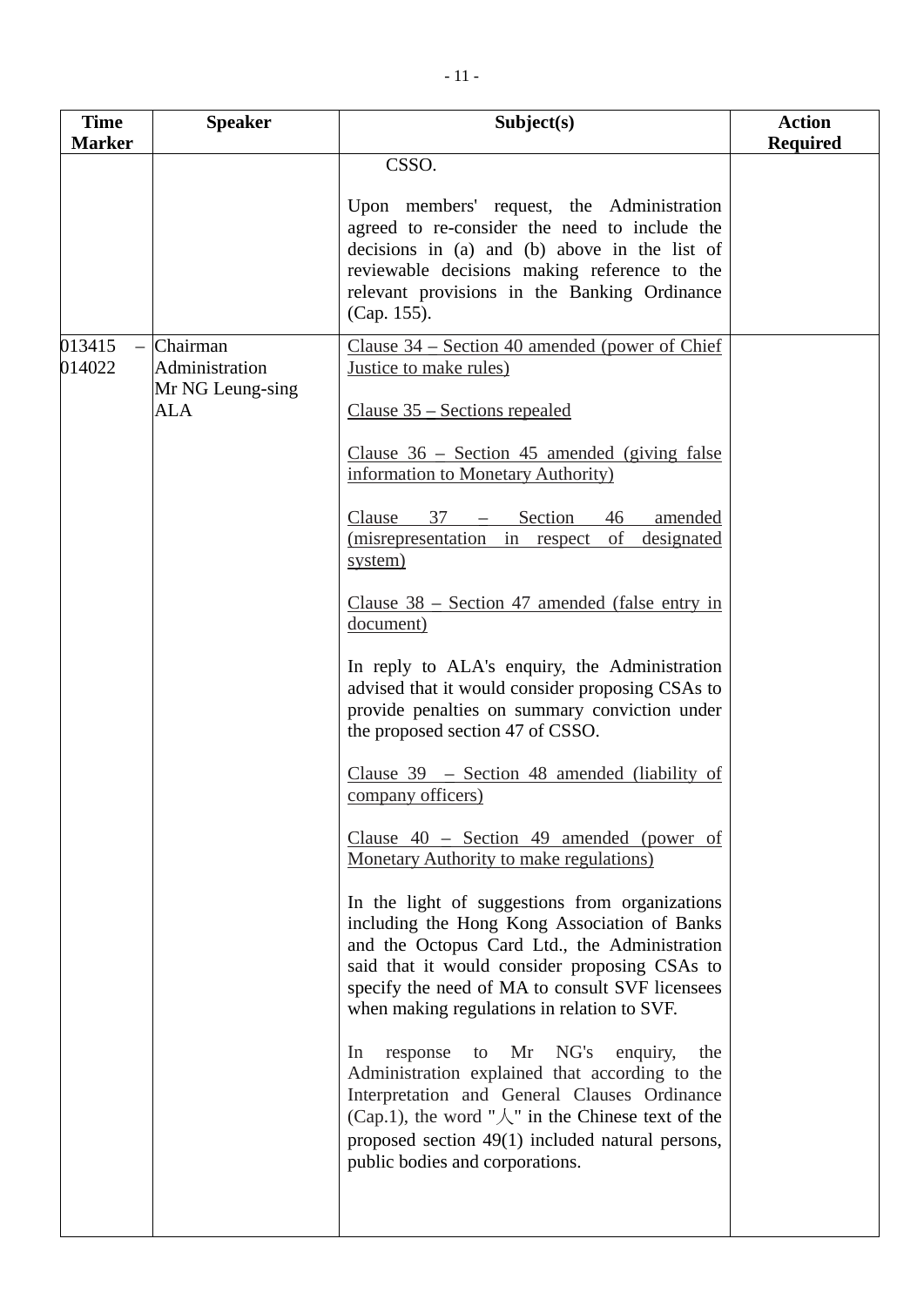| Time Marker | Speaker | Subject(s) | Action Required |
|---|---|---|---|
| | | CSSO.<br><br>Upon members' request, the Administration agreed to re-consider the need to include the decisions in (a) and (b) above in the list of reviewable decisions making reference to the relevant provisions in the Banking Ordinance (Cap. 155). | |
| 013415 – 014022 | Chairman<br>Administration<br>Mr NG Leung-sing<br>ALA | Clause 34 – Section 40 amended (power of Chief Justice to make rules)<br><br>Clause 35 – Sections repealed<br><br>Clause 36 – Section 45 amended (giving false information to Monetary Authority)<br><br>Clause 37 – Section 46 amended (misrepresentation in respect of designated system)<br><br>Clause 38 – Section 47 amended (false entry in document)<br><br>In reply to ALA's enquiry, the Administration advised that it would consider proposing CSAs to provide penalties on summary conviction under the proposed section 47 of CSSO.<br><br>Clause 39 – Section 48 amended (liability of company officers)<br><br>Clause 40 – Section 49 amended (power of Monetary Authority to make regulations)<br><br>In the light of suggestions from organizations including the Hong Kong Association of Banks and the Octopus Card Ltd., the Administration said that it would consider proposing CSAs to specify the need of MA to consult SVF licensees when making regulations in relation to SVF.<br><br>In response to Mr NG's enquiry, the Administration explained that according to the Interpretation and General Clauses Ordinance (Cap.1), the word "人" in the Chinese text of the proposed section 49(1) included natural persons, public bodies and corporations. | |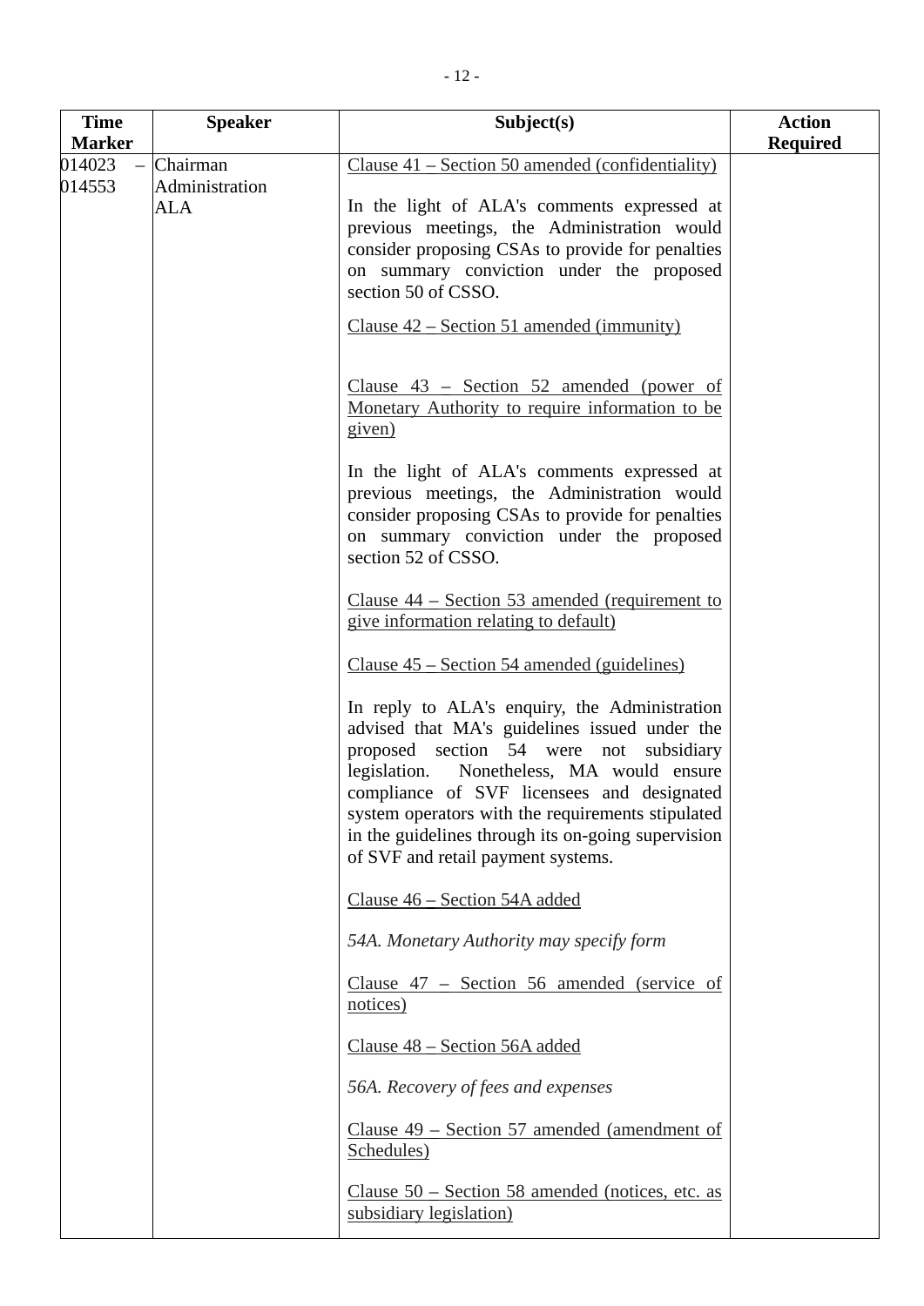| Time Marker | Speaker | Subject(s) | Action Required |
|---|---|---|---|
| 014023 – 014553 | Chairman<br>Administration<br>ALA | <u>Clause 41 – Section 50 amended (confidentiality)</u><br><br>In the light of ALA's comments expressed at previous meetings, the Administration would consider proposing CSAs to provide for penalties on summary conviction under the proposed section 50 of CSSO.<br><br><u>Clause 42 – Section 51 amended (immunity)</u><br><br><u>Clause 43 – Section 52 amended (power of Monetary Authority to require information to be given)</u><br><br>In the light of ALA's comments expressed at previous meetings, the Administration would consider proposing CSAs to provide for penalties on summary conviction under the proposed section 52 of CSSO.<br><br><u>Clause 44 – Section 53 amended (requirement to give information relating to default)</u><br><br><u>Clause 45 – Section 54 amended (guidelines)</u><br><br>In reply to ALA's enquiry, the Administration advised that MA's guidelines issued under the proposed section 54 were not subsidiary legislation. Nonetheless, MA would ensure compliance of SVF licensees and designated system operators with the requirements stipulated in the guidelines through its on-going supervision of SVF and retail payment systems.<br><br><u>Clause 46 – Section 54A added</u><br><br>*54A. Monetary Authority may specify form*<br><br><u>Clause 47 – Section 56 amended (service of notices)</u><br><br><u>Clause 48 – Section 56A added</u><br><br>*56A. Recovery of fees and expenses*<br><br><u>Clause 49 – Section 57 amended (amendment of Schedules)</u><br><br><u>Clause 50 – Section 58 amended (notices, etc. as subsidiary legislation)</u> | |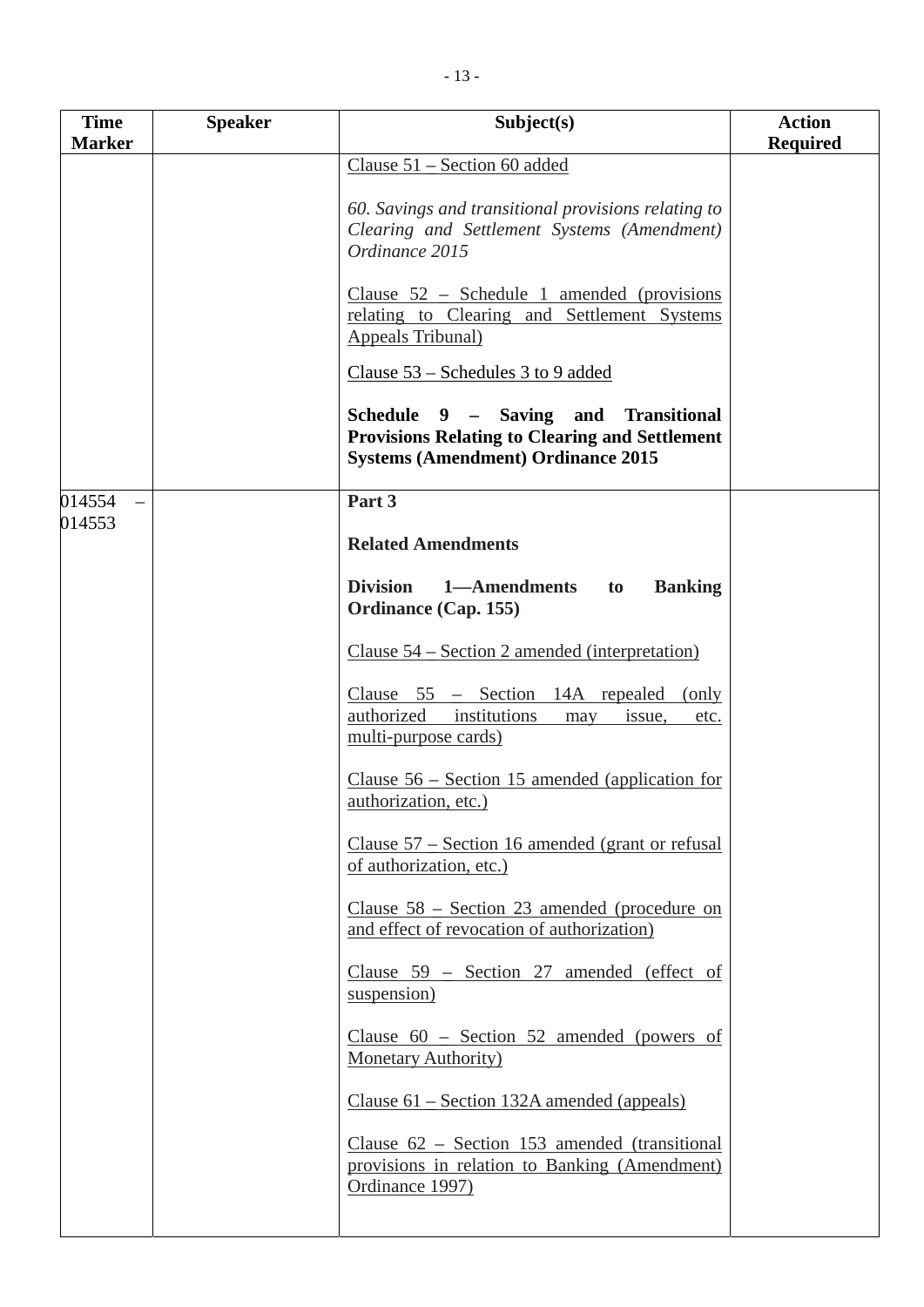| Time Marker | Speaker | Subject(s) | Action Required |
|---|---|---|---|
| | | Clause 51 – Section 60 added<br><br>*60. Savings and transitional provisions relating to Clearing and Settlement Systems (Amendment) Ordinance 2015*<br><br>Clause 52 – Schedule 1 amended (provisions relating to Clearing and Settlement Systems Appeals Tribunal)<br><br>Clause 53 – Schedules 3 to 9 added<br><br>**Schedule 9 – Saving and Transitional Provisions Relating to Clearing and Settlement Systems (Amendment) Ordinance 2015** | |
| 014554 – 014553 | | **Part 3**<br><br>**Related Amendments**<br><br>**Division 1—Amendments to Banking Ordinance (Cap. 155)**<br><br>Clause 54 – Section 2 amended (interpretation)<br><br>Clause 55 – Section 14A repealed (only authorized institutions may issue, etc. multi-purpose cards)<br><br>Clause 56 – Section 15 amended (application for authorization, etc.)<br><br>Clause 57 – Section 16 amended (grant or refusal of authorization, etc.)<br><br>Clause 58 – Section 23 amended (procedure on and effect of revocation of authorization)<br><br>Clause 59 – Section 27 amended (effect of suspension)<br><br>Clause 60 – Section 52 amended (powers of Monetary Authority)<br><br>Clause 61 – Section 132A amended (appeals)<br><br>Clause 62 – Section 153 amended (transitional provisions in relation to Banking (Amendment) Ordinance 1997) | |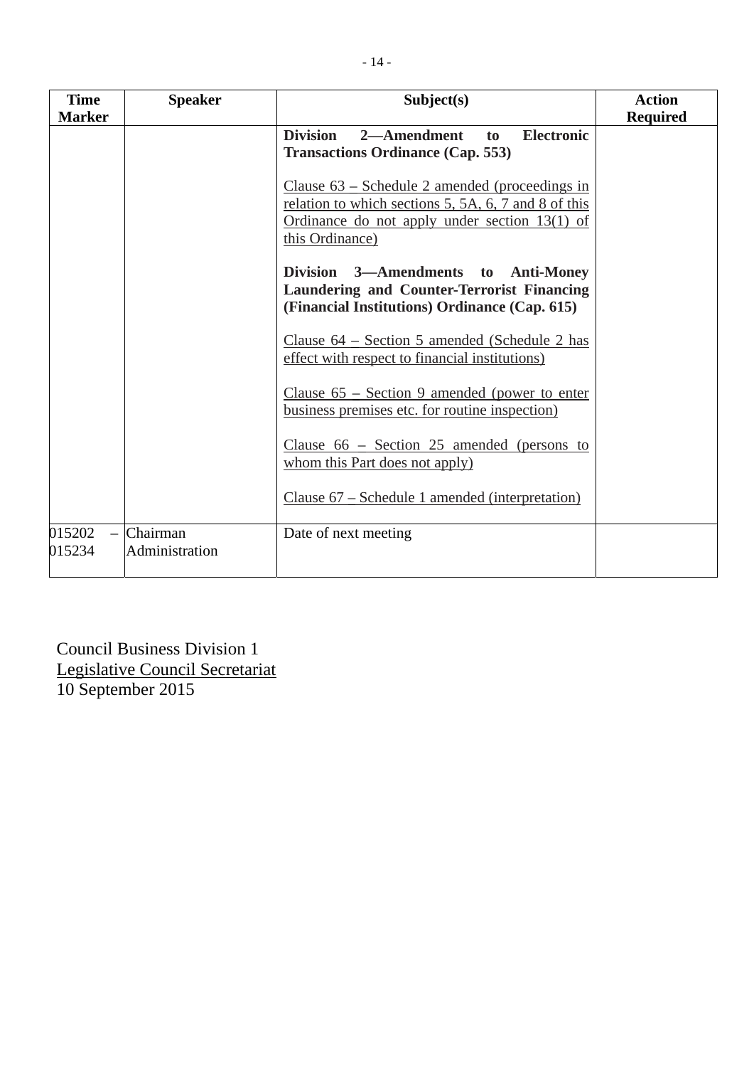| Time Marker | Speaker | Subject(s) | Action Required |
|---|---|---|---|
| | | **Division 2—Amendment to Electronic Transactions Ordinance (Cap. 553)**<br><br>Clause 63 – Schedule 2 amended (proceedings in relation to which sections 5, 5A, 6, 7 and 8 of this Ordinance do not apply under section 13(1) of this Ordinance)<br><br>**Division 3—Amendments to Anti-Money Laundering and Counter-Terrorist Financing (Financial Institutions) Ordinance (Cap. 615)**<br><br>Clause 64 – Section 5 amended (Schedule 2 has effect with respect to financial institutions)<br><br>Clause 65 – Section 9 amended (power to enter business premises etc. for routine inspection)<br><br>Clause 66 – Section 25 amended (persons to whom this Part does not apply)<br><br>Clause 67 – Schedule 1 amended (interpretation) | |
| 015202 – 015234 | Chairman<br>Administration | Date of next meeting | |

Council Business Division 1
Legislative Council Secretariat
10 September 2015